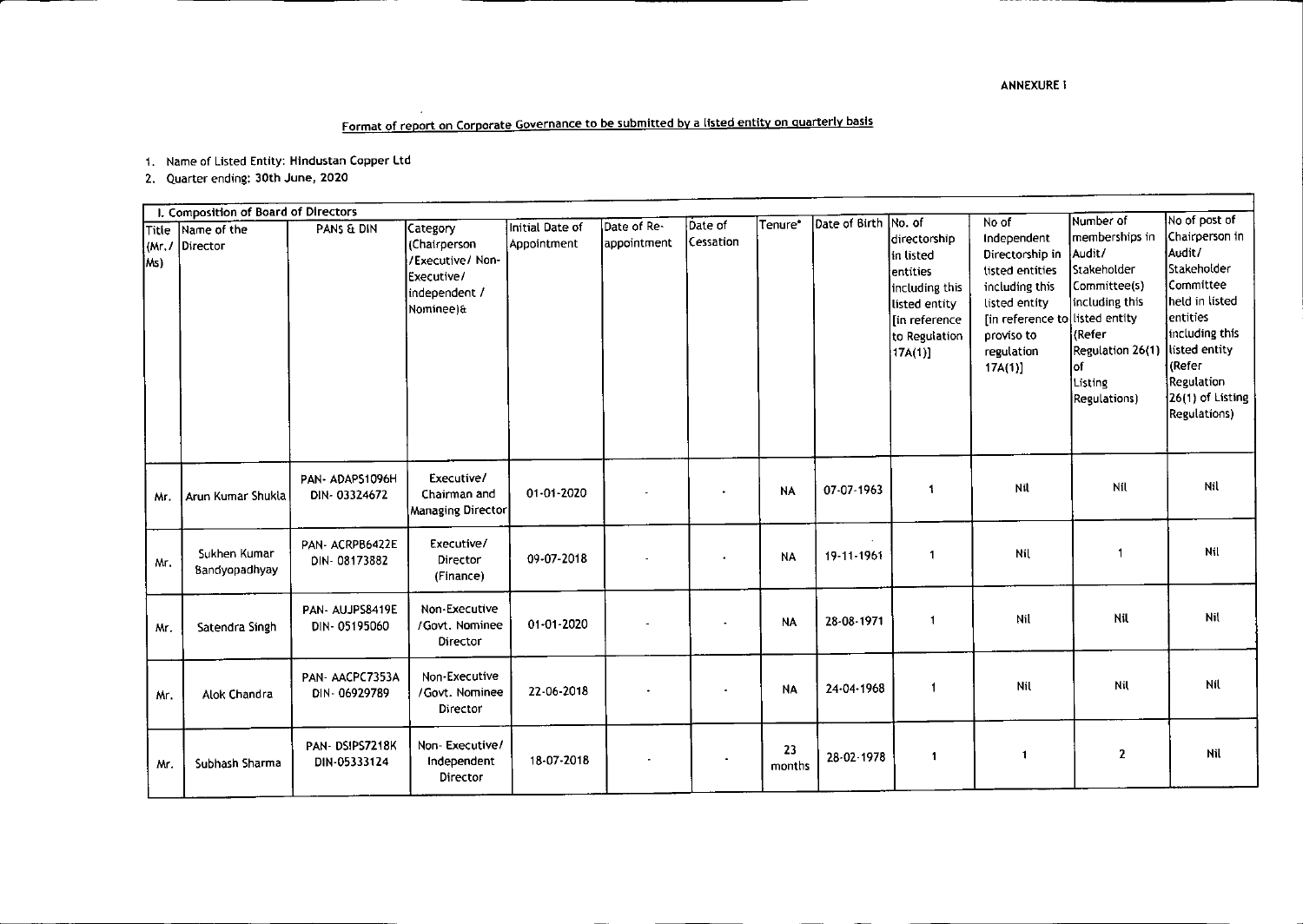ANNEXURE I

## Format of report on Corporate Governance to be submitted by a listed entity on quarterly basis

1. Name of Listed Entity: Hindustan Copper Ltd
2. Quarter ending: 30th June, 2020

| I. Composition of Board of Directors | | | | | | | | | | | | | |
|---|---|---|---|---|---|---|---|---|---|---|---|---|---|
| Title (Mr./ Ms) | Name of the Director | PANS & DIN | Category (Chairperson /Executive/ Non-Executive/ independent / Nominee)& | Initial Date of Appointment | Date of Re-appointment | Date of Cessation | Tenure* | Date of Birth | No. of directorship in listed entities including this listed entity [in reference to Regulation 17A(1)] | No of Independent Directorship in listed entities including this listed entity [in reference to proviso to regulation 17A(1)] | Number of memberships in Audit/ Stakeholder Committee(s) including this listed entity (Refer Regulation 26(1) of Listing Regulations) | No of post of Chairperson in Audit/ Stakeholder Committee held in listed entities including this listed entity (Refer Regulation 26(1) of Listing Regulations) |
| Mr. | Arun Kumar Shukla | PAN- ADAPS1096H DIN- 03324672 | Executive/ Chairman and Managing Director | 01-01-2020 | - | - | NA | 07-07-1963 | 1 | Nil | Nil | Nil |
| Mr. | Sukhen Kumar Bandyopadhyay | PAN- ACRPB6422E DIN- 08173882 | Executive/ Director (Finance) | 09-07-2018 | - | - | NA | 19-11-1961 | 1 | Nil | 1 | Nil |
| Mr. | Satendra Singh | PAN- AUJPS8419E DIN- 05195060 | Non-Executive /Govt. Nominee Director | 01-01-2020 | - | - | NA | 28-08-1971 | 1 | Nil | Nil | Nil |
| Mr. | Alok Chandra | PAN- AACPC7353A DIN- 06929789 | Non-Executive /Govt. Nominee Director | 22-06-2018 | - | - | NA | 24-04-1968 | 1 | Nil | Nil | Nil |
| Mr. | Subhash Sharma | PAN- DSIPS7218K DIN-05333124 | Non- Executive/ Independent Director | 18-07-2018 | - | - | 23 months | 28-02-1978 | 1 | 1 | 2 | Nil |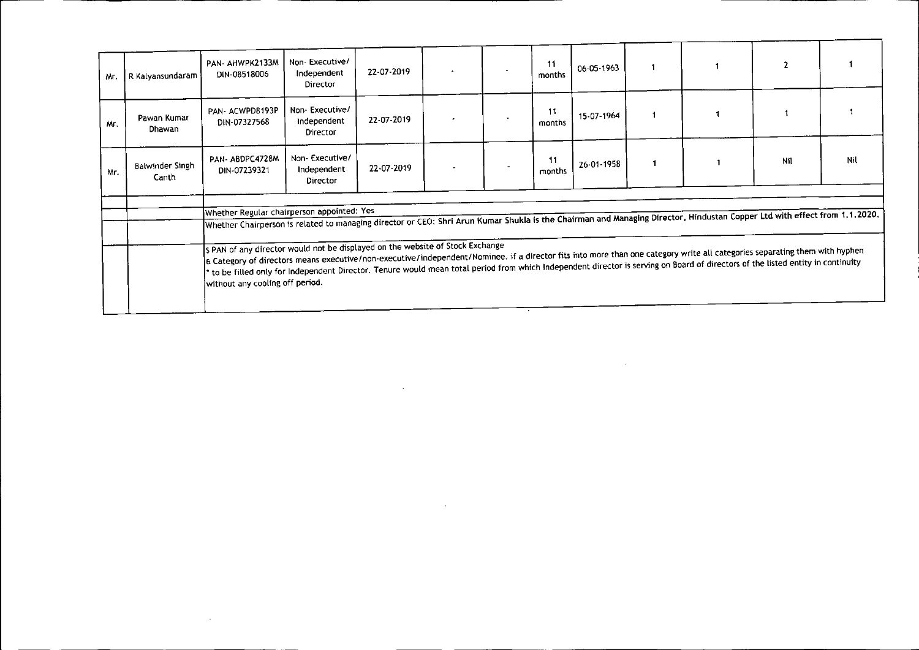| | | | | | | | | | | | | | |
|---|---|---|---|---|---|---|---|---|---|---|---|---|---|
| Mr. | R Kalyansundaram | PAN- AHWPK2133M DIN-08518006 | Non- Executive/ Independent Director | 22-07-2019 | - | - | 11 months | 06-05-1963 | 1 | 1 | 2 | 1 |
| Mr. | Pawan Kumar Dhawan | PAN- ACWPD8193P DIN-07327568 | Non- Executive/ Independent Director | 22-07-2019 | - | - | 11 months | 15-07-1964 | 1 | 1 | 1 | 1 |
| Mr. | Balwinder Singh Canth | PAN- ABDPC4728M DIN-07239321 | Non- Executive/ Independent Director | 22-07-2019 | - | - | 11 months | 26-01-1958 | 1 | 1 | Nil | Nil |

Whether Regular chairperson appointed: Yes

Whether Chairperson is related to managing director or CEO: Shri Arun Kumar Shukla is the Chairman and Managing Director, Hindustan Copper Ltd with effect from 1.1.2020.

$ PAN of any director would not be displayed on the website of Stock Exchange

& Category of directors means executive/non-executive/independent/Nominee. if a director fits into more than one category write all categories separating them with hyphen

* to be filled only for Independent Director. Tenure would mean total period from which Independent director is serving on Board of directors of the listed entity in continuity without any cooling off period.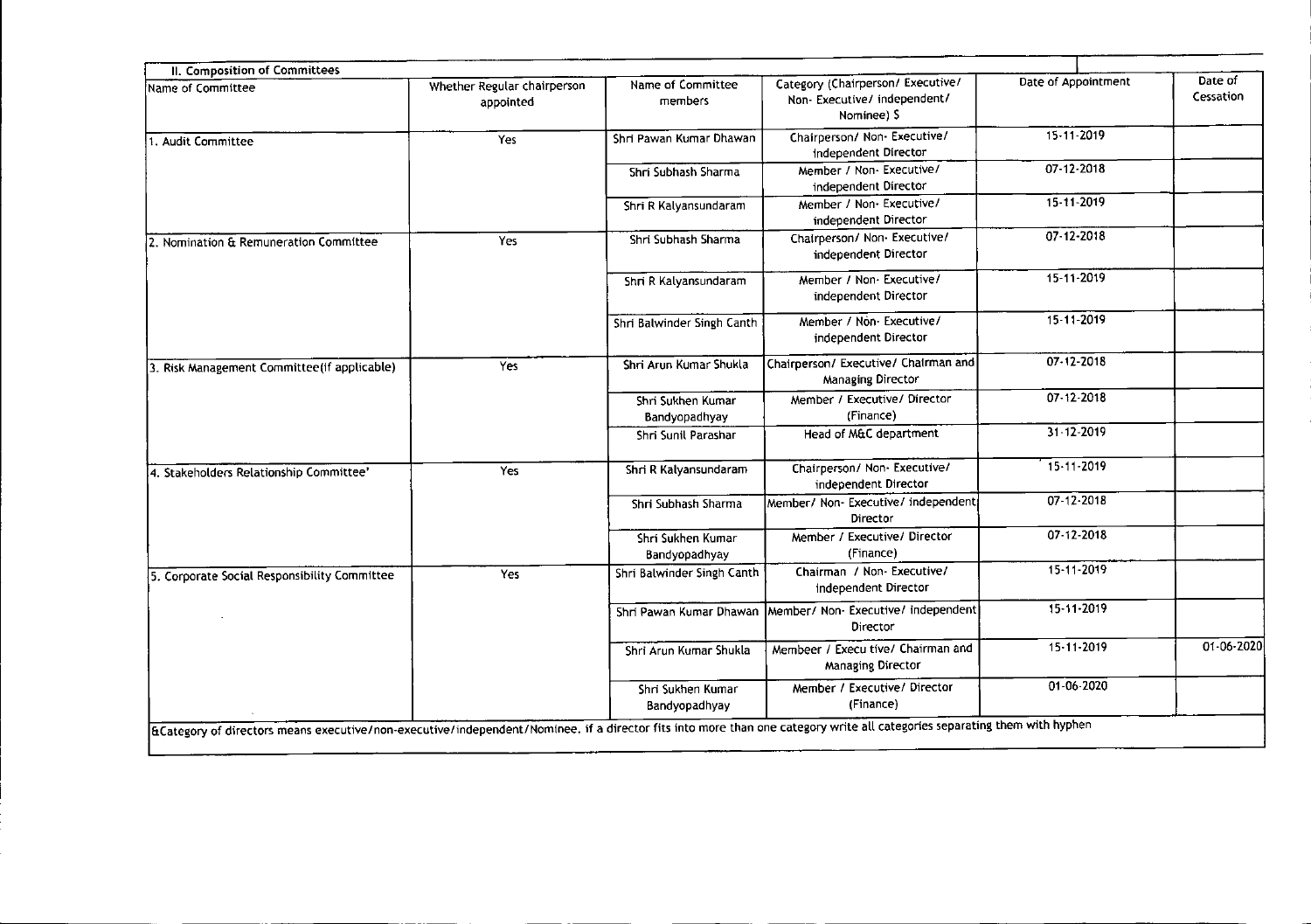## II. Composition of Committees

| Name of Committee | Whether Regular chairperson appointed | Name of Committee members | Category (Chairperson/ Executive/ Non- Executive/ independent/ Nominee) $ | Date of Appointment | Date of Cessation |
|---|---|---|---|---|---|
| 1. Audit Committee | Yes | Shri Pawan Kumar Dhawan | Chairperson/ Non- Executive/ independent Director | 15-11-2019 | |
| | | Shri Subhash Sharma | Member / Non- Executive/ independent Director | 07-12-2018 | |
| | | Shri R Kalyansundaram | Member / Non- Executive/ independent Director | 15-11-2019 | |
| 2. Nomination & Remuneration Committee | Yes | Shri Subhash Sharma | Chairperson/ Non- Executive/ independent Director | 07-12-2018 | |
| | | Shri R Kalyansundaram | Member / Non- Executive/ independent Director | 15-11-2019 | |
| | | Shri Balwinder Singh Canth | Member / Non- Executive/ independent Director | 15-11-2019 | |
| 3. Risk Management Committee(if applicable) | Yes | Shri Arun Kumar Shukla | Chairperson/ Executive/ Chairman and Managing Director | 07-12-2018 | |
| | | Shri Sukhen Kumar Bandyopadhyay | Member / Executive/ Director (Finance) | 07-12-2018 | |
| | | Shri Sunil Parashar | Head of M&C department | 31-12-2019 | |
| 4. Stakeholders Relationship Committee' | Yes | Shri R Kalyansundaram | Chairperson/ Non- Executive/ independent Director | 15-11-2019 | |
| | | Shri Subhash Sharma | Member/ Non- Executive/ independent Director | 07-12-2018 | |
| | | Shri Sukhen Kumar Bandyopadhyay | Member / Executive/ Director (Finance) | 07-12-2018 | |
| 5. Corporate Social Responsibility Committee | Yes | Shri Balwinder Singh Canth | Chairman / Non- Executive/ independent Director | 15-11-2019 | |
| | | Shri Pawan Kumar Dhawan | Member/ Non- Executive/ independent Director | 15-11-2019 | |
| | | Shri Arun Kumar Shukla | Membeer / Execu tive/ Chairman and Managing Director | 15-11-2019 | 01-06-2020 |
| | | Shri Sukhen Kumar Bandyopadhyay | Member / Executive/ Director (Finance) | 01-06-2020 | |

&Category of directors means executive/non-executive/independent/Nominee. if a director fits into more than one category write all categories separating them with hyphen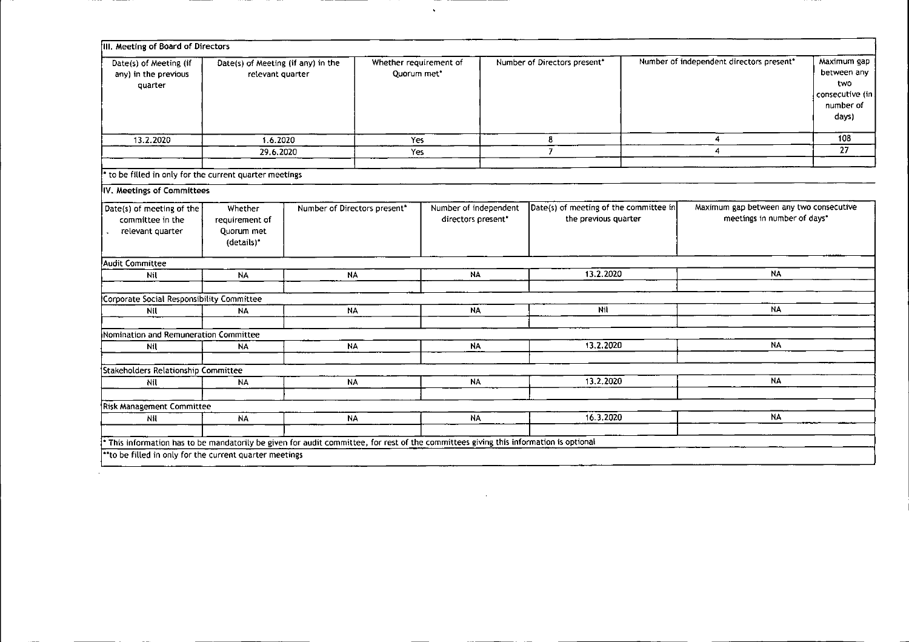### III. Meeting of Board of Directors

| Date(s) of Meeting (if any) in the previous quarter | Date(s) of Meeting (if any) in the relevant quarter | Whether requirement of Quorum met* | Number of Directors present* | Number of independent directors present* | Maximum gap between any two consecutive (in number of days) |
|---|---|---|---|---|---|
| 13.2.2020 | 1.6.2020 | Yes | 8 | 4 | 108 |
| | 29.6.2020 | Yes | 7 | 4 | 27 |
| | | | | | |

\* to be filled in only for the current quarter meetings

### IV. Meetings of Committees

| Date(s) of meeting of the committee in the relevant quarter | Whether requirement of Quorum met (details)* | Number of Directors present* | Number of independent directors present* | Date(s) of meeting of the committee in the previous quarter | Maximum gap between any two consecutive meetings in number of days* |
|---|---|---|---|---|---|
| **Audit Committee** | | | | | |
| Nil | NA | NA | NA | 13.2.2020 | NA |
| | | | | | |
| **Corporate Social Responsibility Committee** | | | | | |
| Nil | NA | NA | NA | Nil | NA |
| | | | | | |
| **Nomination and Remuneration Committee** | | | | | |
| Nil | NA | NA | NA | 13.2.2020 | NA |
| | | | | | |
| **Stakeholders Relationship Committee** | | | | | |
| Nil | NA | NA | NA | 13.2.2020 | NA |
| | | | | | |
| **Risk Management Committee** | | | | | |
| Nil | NA | NA | NA | 16.3.2020 | NA |
| | | | | | |

\* This information has to be mandatorily be given for audit committee, for rest of the committees giving this information is optional

\*\*to be filled in only for the current quarter meetings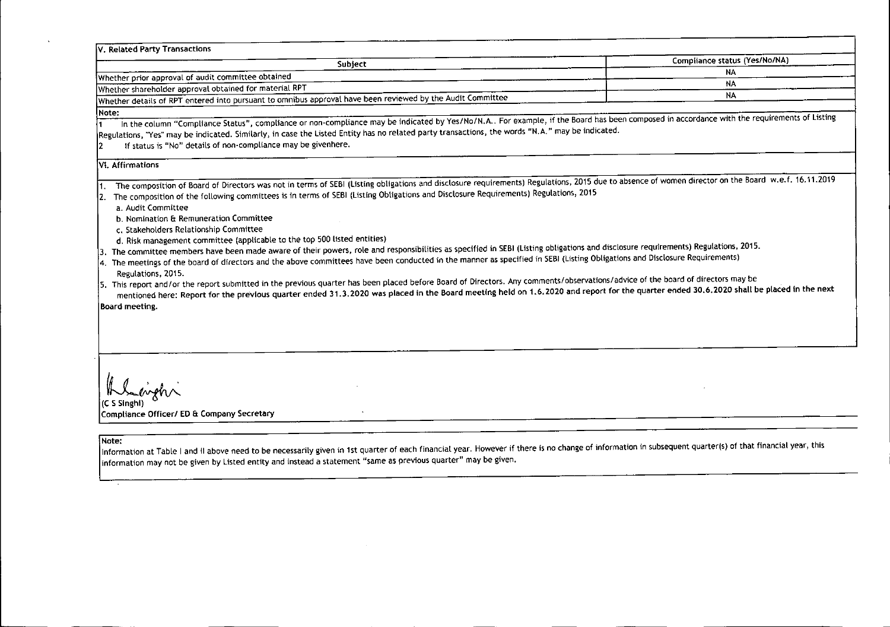## V. Related Party Transactions

| Subject | Compliance status (Yes/No/NA) |
| --- | --- |
| Whether prior approval of audit committee obtained | NA |
| Whether shareholder approval obtained for material RPT | NA |
| Whether details of RPT entered into pursuant to omnibus approval have been reviewed by the Audit Committee | NA |

**Note:**

1. In the column "Compliance Status", compliance or non-compliance may be indicated by Yes/No/N.A.. For example, if the Board has been composed in accordance with the requirements of Listing Regulations, "Yes" may be indicated. Similarly, in case the Listed Entity has no related party transactions, the words "N.A." may be indicated.
2. If status is "No" details of non-compliance may be givenhere.

## VI. Affirmations

1. The composition of Board of Directors was not in terms of SEBI (Listing obligations and disclosure requirements) Regulations, 2015 due to absence of women director on the Board w.e.f. 16.11.2019
2. The composition of the following committees is in terms of SEBI (Listing Obligations and Disclosure Requirements) Regulations, 2015
   a. Audit Committee
   b. Nomination & Remuneration Committee
   c. Stakeholders Relationship Committee
   d. Risk management committee (applicable to the top 500 listed entities)
3. The committee members have been made aware of their powers, role and responsibilities as specified in SEBI (Listing obligations and disclosure requirements) Regulations, 2015.
4. The meetings of the board of directors and the above committees have been conducted in the manner as specified in SEBI (Listing Obligations and Disclosure Requirements) Regulations, 2015.
5. This report and/or the report submitted in the previous quarter has been placed before Board of Directors. Any comments/observations/advice of the board of directors may be mentioned here: **Report for the previous quarter ended 31.3.2020 was placed in the Board meeting held on 1.6.2020 and report for the quarter ended 30.6.2020 shall be placed in the next Board meeting.**

(C S Singhi)
Compliance Officer/ ED & Company Secretary

**Note:**
Information at Table I and II above need to be necessarily given in 1st quarter of each financial year. However if there is no change of information in subsequent quarter(s) of that financial year, this information may not be given by Listed entity and instead a statement "same as previous quarter" may be given.